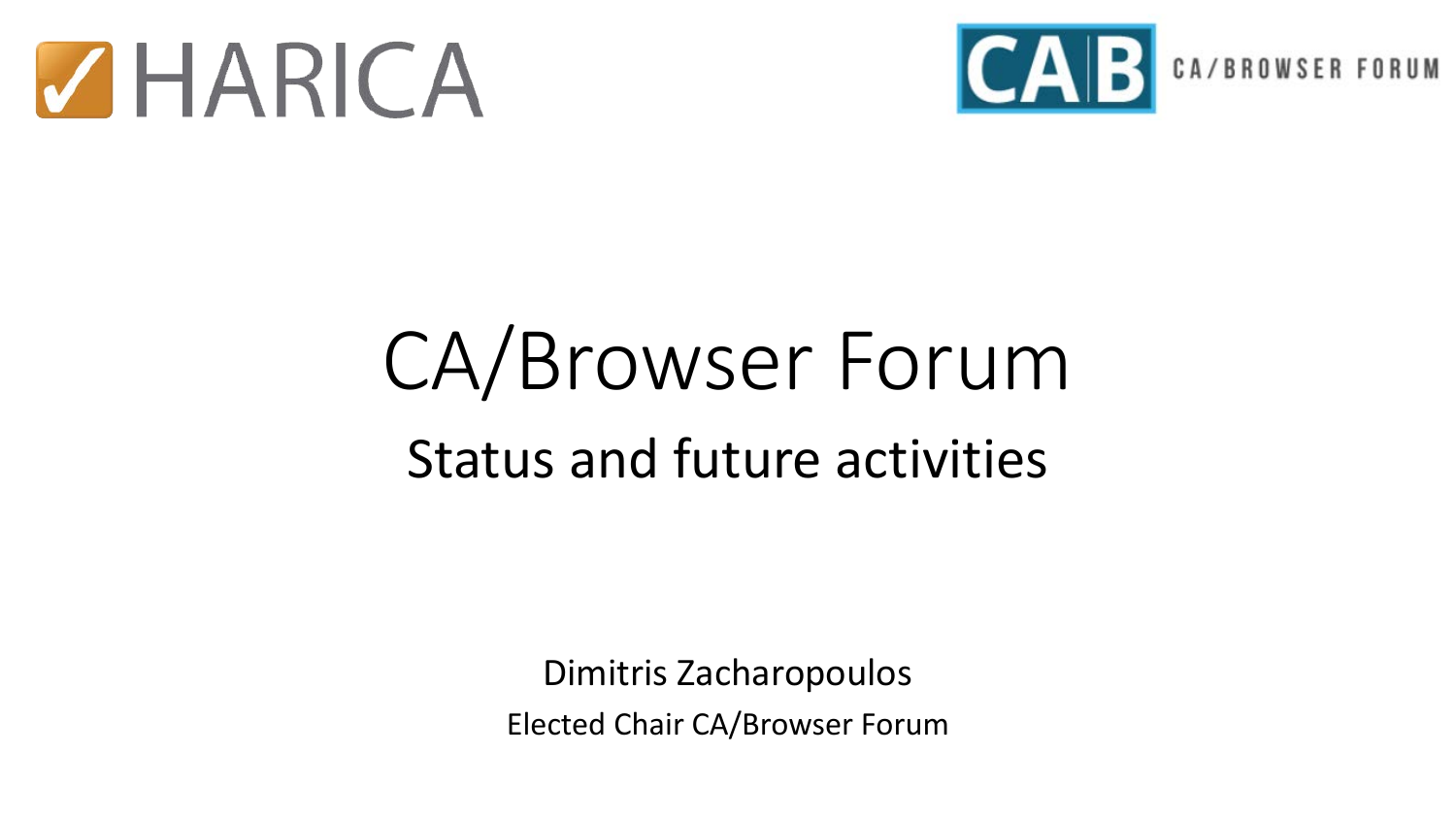HARICA

CAB CA/BROWSER FORUM

# CA/Browser Forum

## Status and future activities

Dimitris Zacharopoulos

Elected Chair CA/Browser Forum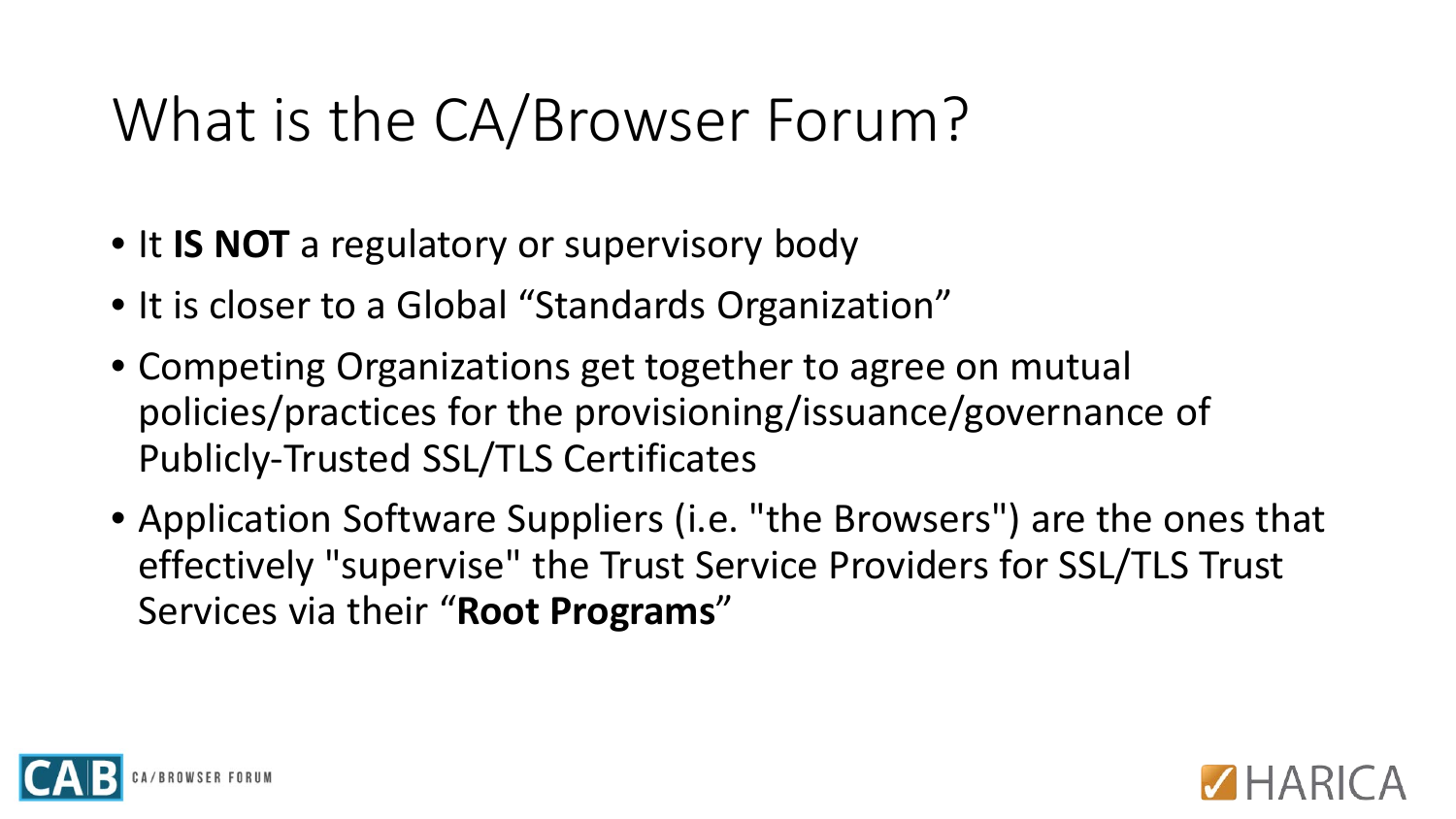# What is the CA/Browser Forum?

- It **IS NOT** a regulatory or supervisory body
- It is closer to a Global "Standards Organization"
- Competing Organizations get together to agree on mutual policies/practices for the provisioning/issuance/governance of Publicly-Trusted SSL/TLS Certificates
- Application Software Suppliers (i.e. "the Browsers") are the ones that effectively "supervise" the Trust Service Providers for SSL/TLS Trust Services via their "**Root Programs**"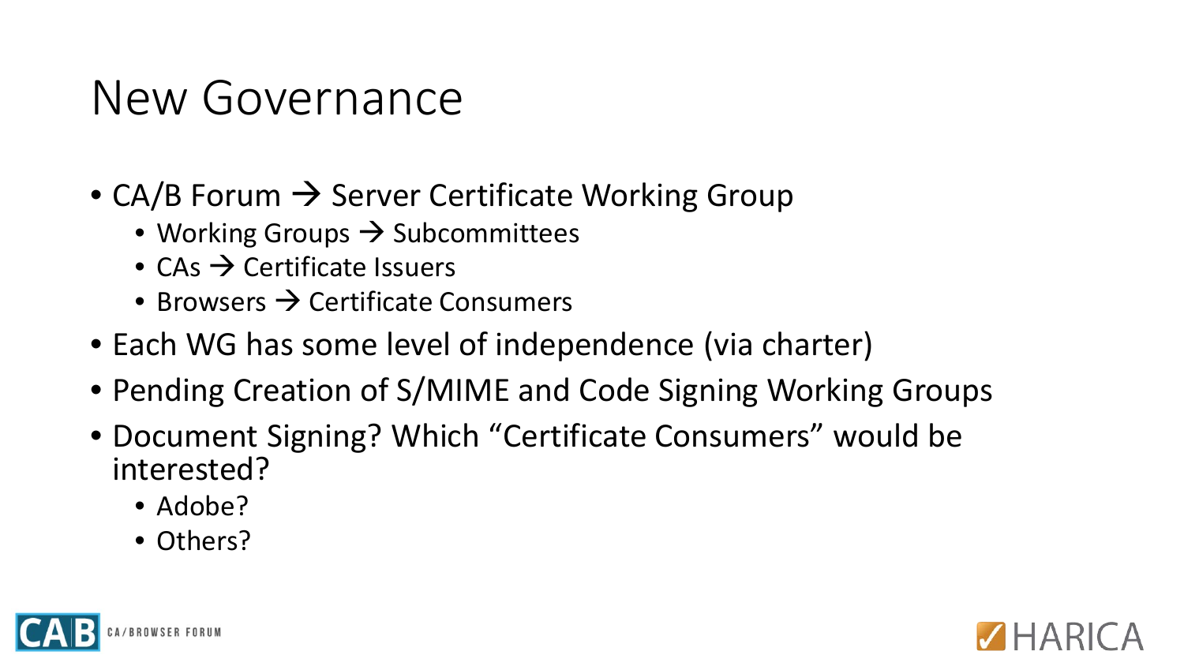# New Governance

- CA/B Forum → Server Certificate Working Group
  - Working Groups → Subcommittees
  - CAs → Certificate Issuers
  - Browsers → Certificate Consumers
- Each WG has some level of independence (via charter)
- Pending Creation of S/MIME and Code Signing Working Groups
- Document Signing? Which "Certificate Consumers" would be interested?
  - Adobe?
  - Others?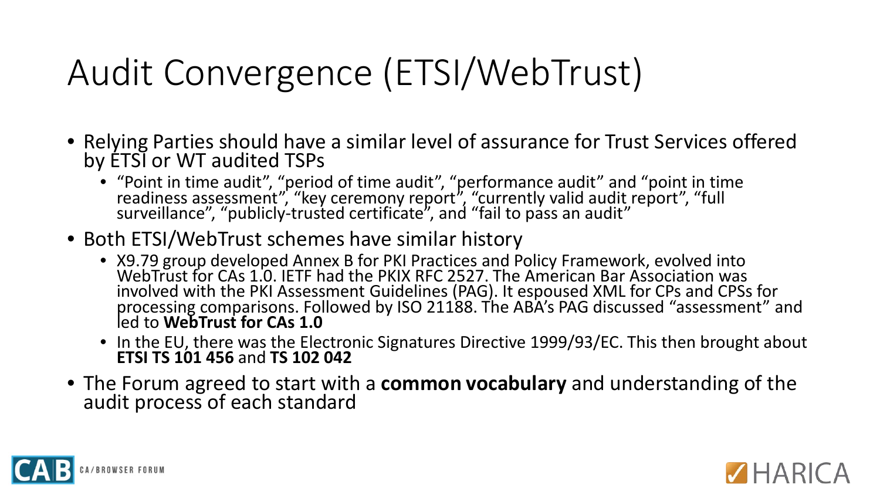# Audit Convergence (ETSI/WebTrust)

- Relying Parties should have a similar level of assurance for Trust Services offered by ETSI or WT audited TSPs
  - "Point in time audit", "period of time audit", "performance audit" and "point in time readiness assessment", "key ceremony report", "currently valid audit report", "full surveillance", "publicly-trusted certificate", and "fail to pass an audit"
- Both ETSI/WebTrust schemes have similar history
  - X9.79 group developed Annex B for PKI Practices and Policy Framework, evolved into WebTrust for CAs 1.0. IETF had the PKIX RFC 2527. The American Bar Association was involved with the PKI Assessment Guidelines (PAG). It espoused XML for CPs and CPSs for processing comparisons. Followed by ISO 21188. The ABA's PAG discussed "assessment" and led to **WebTrust for CAs 1.0**
  - In the EU, there was the Electronic Signatures Directive 1999/93/EC. This then brought about **ETSI TS 101 456** and **TS 102 042**
- The Forum agreed to start with a **common vocabulary** and understanding of the audit process of each standard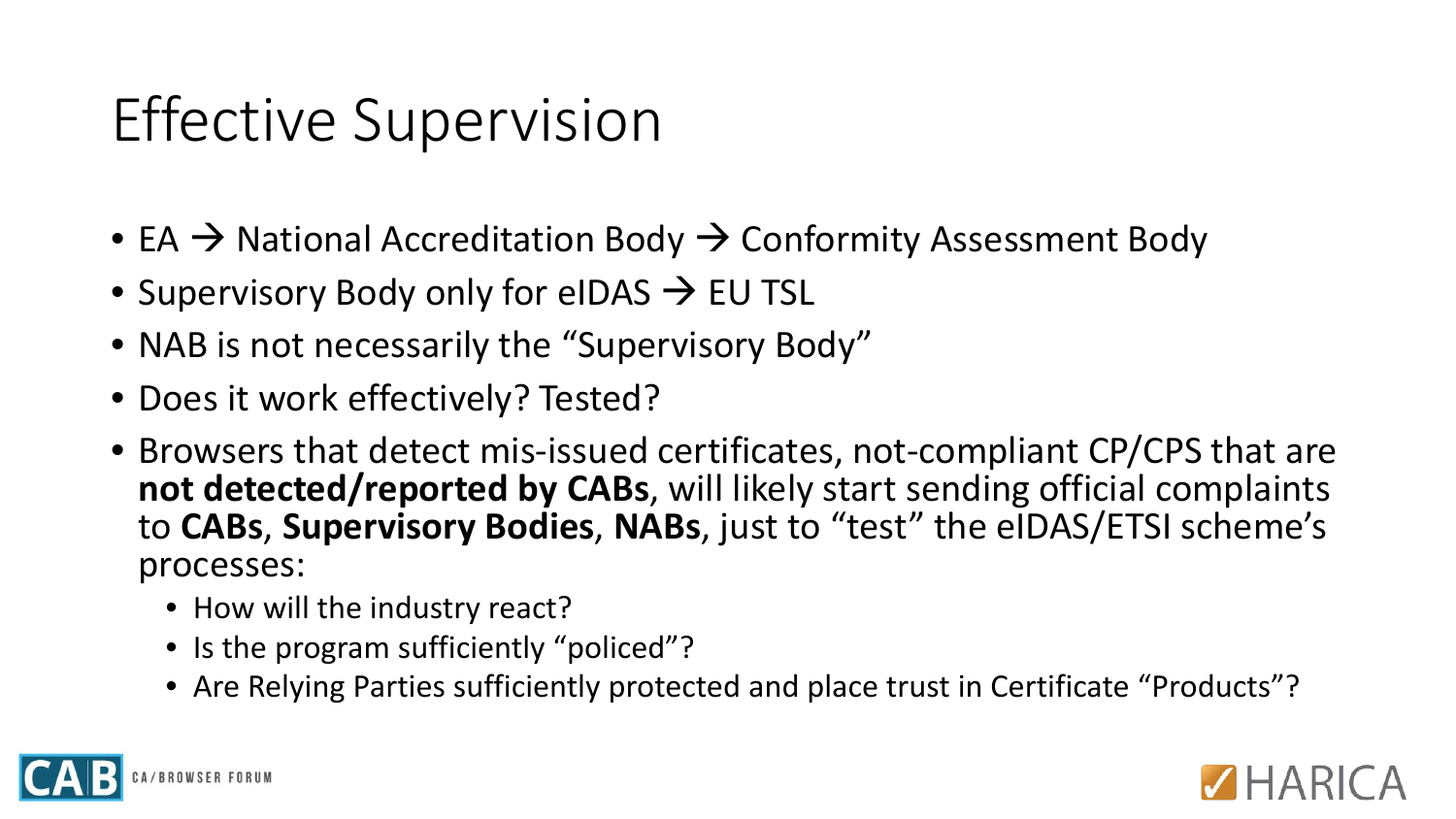# Effective Supervision

- EA → National Accreditation Body → Conformity Assessment Body
- Supervisory Body only for eIDAS → EU TSL
- NAB is not necessarily the "Supervisory Body"
- Does it work effectively? Tested?
- Browsers that detect mis-issued certificates, not-compliant CP/CPS that are **not detected/reported by CABs**, will likely start sending official complaints to **CABs**, **Supervisory Bodies**, **NABs**, just to "test" the eIDAS/ETSI scheme's processes:
  - How will the industry react?
  - Is the program sufficiently "policed"?
  - Are Relying Parties sufficiently protected and place trust in Certificate "Products"?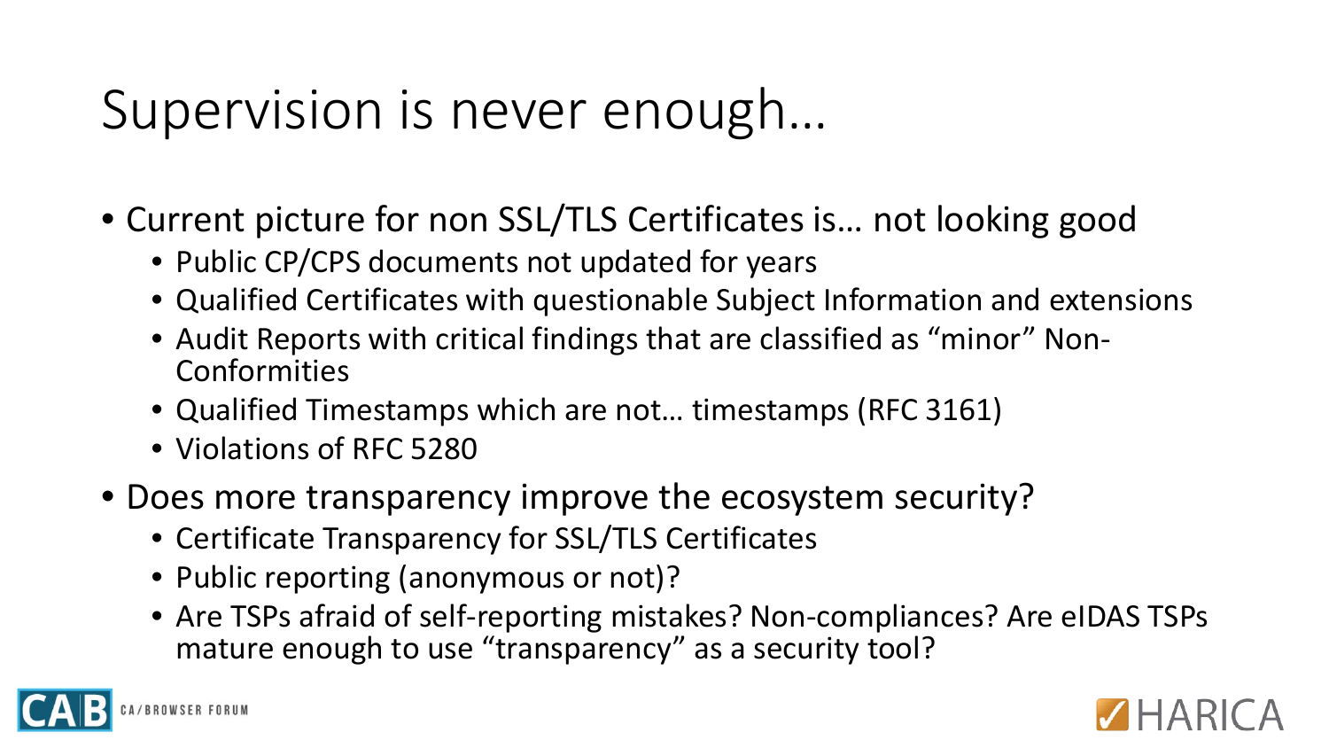# Supervision is never enough…

- Current picture for non SSL/TLS Certificates is… not looking good
  - Public CP/CPS documents not updated for years
  - Qualified Certificates with questionable Subject Information and extensions
  - Audit Reports with critical findings that are classified as "minor" Non-Conformities
  - Qualified Timestamps which are not… timestamps (RFC 3161)
  - Violations of RFC 5280
- Does more transparency improve the ecosystem security?
  - Certificate Transparency for SSL/TLS Certificates
  - Public reporting (anonymous or not)?
  - Are TSPs afraid of self-reporting mistakes? Non-compliances? Are eIDAS TSPs mature enough to use "transparency" as a security tool?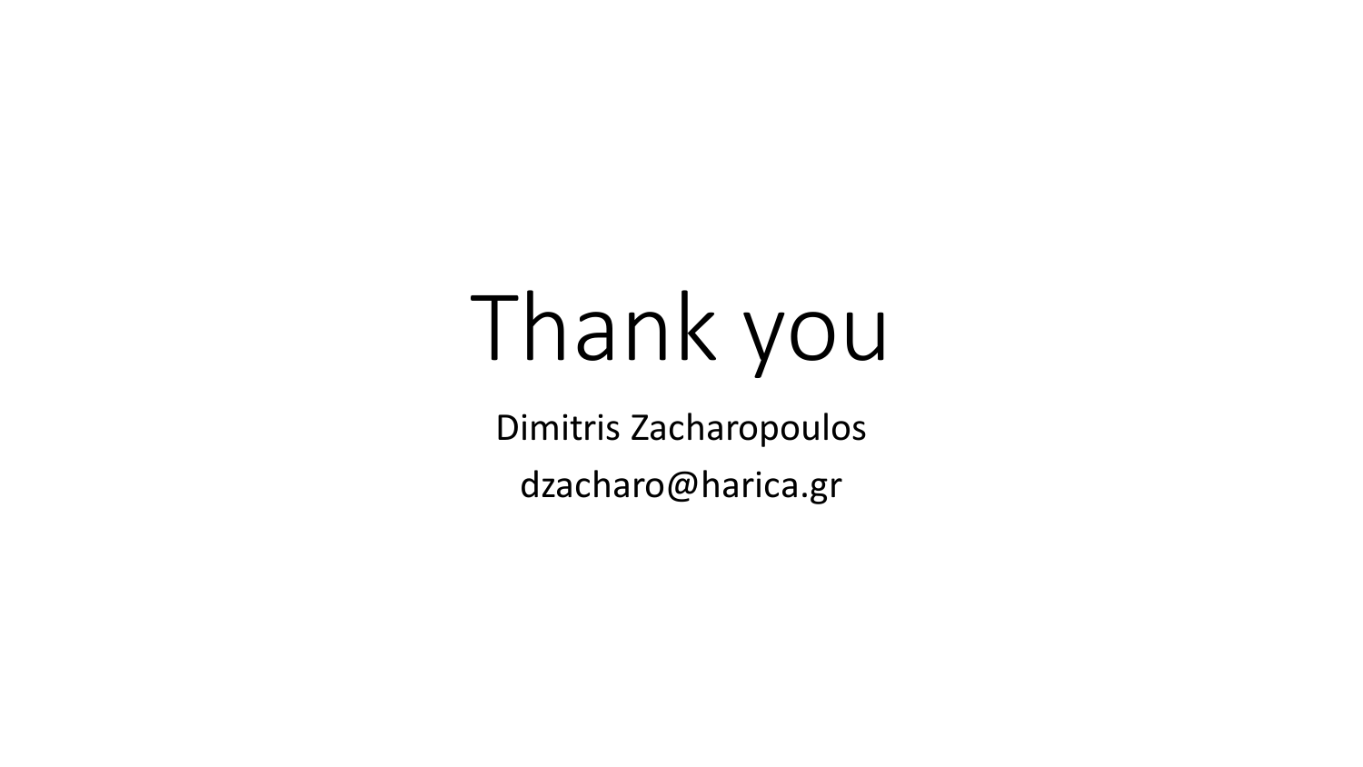# Thank you

Dimitris Zacharopoulos

dzacharo@harica.gr